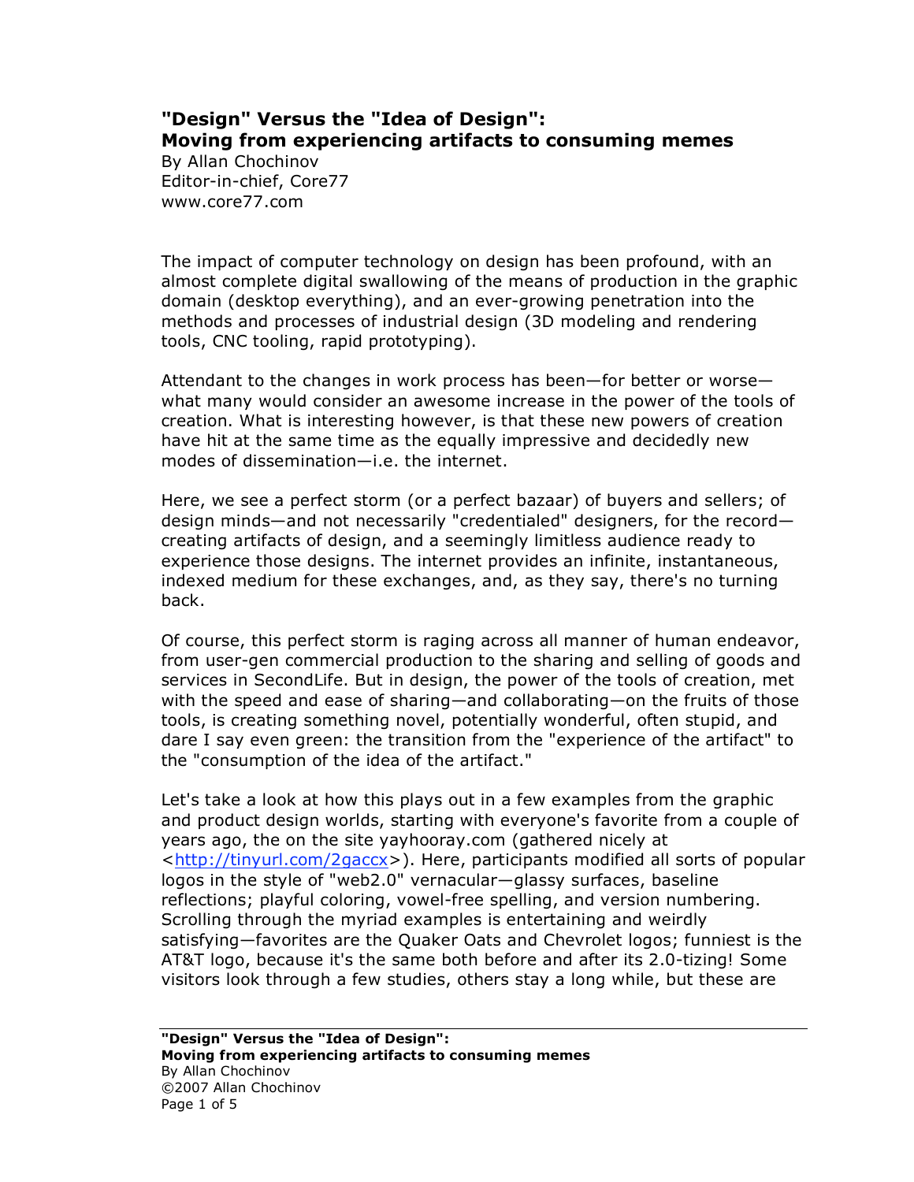# "Design" Versus the "Idea of Design": Moving from experiencing artifacts to consuming memes

By Allan Chochinov
Editor-in-chief, Core77
www.core77.com

The impact of computer technology on design has been profound, with an almost complete digital swallowing of the means of production in the graphic domain (desktop everything), and an ever-growing penetration into the methods and processes of industrial design (3D modeling and rendering tools, CNC tooling, rapid prototyping).

Attendant to the changes in work process has been—for better or worse—what many would consider an awesome increase in the power of the tools of creation. What is interesting however, is that these new powers of creation have hit at the same time as the equally impressive and decidedly new modes of dissemination—i.e. the internet.

Here, we see a perfect storm (or a perfect bazaar) of buyers and sellers; of design minds—and not necessarily "credentialed" designers, for the record—creating artifacts of design, and a seemingly limitless audience ready to experience those designs. The internet provides an infinite, instantaneous, indexed medium for these exchanges, and, as they say, there's no turning back.

Of course, this perfect storm is raging across all manner of human endeavor, from user-gen commercial production to the sharing and selling of goods and services in SecondLife. But in design, the power of the tools of creation, met with the speed and ease of sharing—and collaborating—on the fruits of those tools, is creating something novel, potentially wonderful, often stupid, and dare I say even green: the transition from the "experience of the artifact" to the "consumption of the idea of the artifact."

Let's take a look at how this plays out in a few examples from the graphic and product design worlds, starting with everyone's favorite from a couple of years ago, the on the site yayhooray.com (gathered nicely at <http://tinyurl.com/2gaccx>). Here, participants modified all sorts of popular logos in the style of "web2.0" vernacular—glassy surfaces, baseline reflections; playful coloring, vowel-free spelling, and version numbering. Scrolling through the myriad examples is entertaining and weirdly satisfying—favorites are the Quaker Oats and Chevrolet logos; funniest is the AT&T logo, because it's the same both before and after its 2.0-tizing! Some visitors look through a few studies, others stay a long while, but these are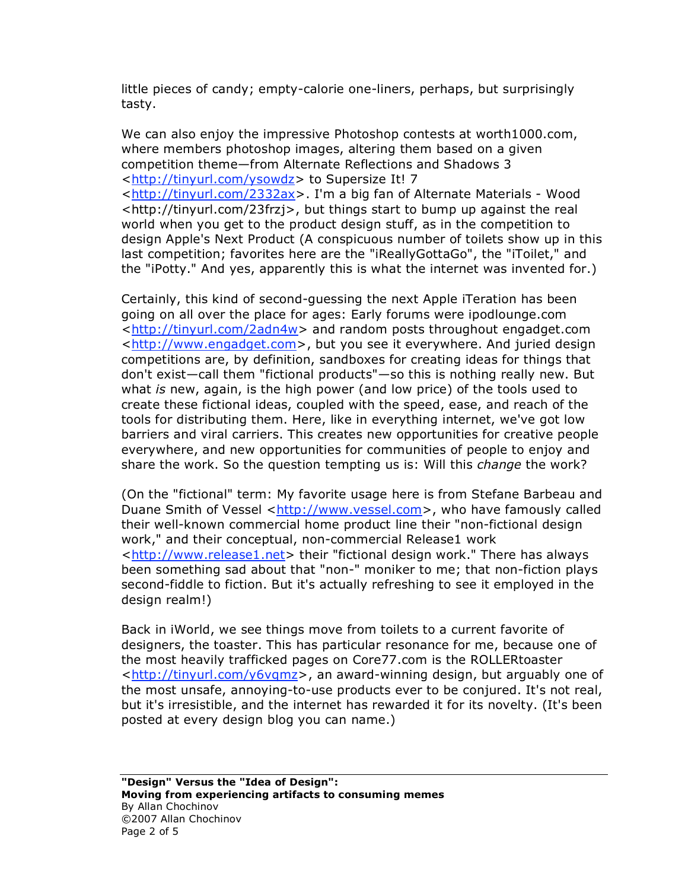little pieces of candy; empty-calorie one-liners, perhaps, but surprisingly tasty.

We can also enjoy the impressive Photoshop contests at worth1000.com, where members photoshop images, altering them based on a given competition theme—from Alternate Reflections and Shadows 3 <http://tinyurl.com/ysowdz> to Supersize It! 7 <http://tinyurl.com/2332ax>. I'm a big fan of Alternate Materials - Wood <http://tinyurl.com/23frzj>, but things start to bump up against the real world when you get to the product design stuff, as in the competition to design Apple's Next Product (A conspicuous number of toilets show up in this last competition; favorites here are the "iReallyGottaGo", the "iToilet," and the "iPotty." And yes, apparently this is what the internet was invented for.)

Certainly, this kind of second-guessing the next Apple iTeration has been going on all over the place for ages: Early forums were ipodlounge.com <http://tinyurl.com/2adn4w> and random posts throughout engadget.com <http://www.engadget.com>, but you see it everywhere. And juried design competitions are, by definition, sandboxes for creating ideas for things that don't exist—call them "fictional products"—so this is nothing really new. But what *is* new, again, is the high power (and low price) of the tools used to create these fictional ideas, coupled with the speed, ease, and reach of the tools for distributing them. Here, like in everything internet, we've got low barriers and viral carriers. This creates new opportunities for creative people everywhere, and new opportunities for communities of people to enjoy and share the work. So the question tempting us is: Will this *change* the work?

(On the "fictional" term: My favorite usage here is from Stefane Barbeau and Duane Smith of Vessel <http://www.vessel.com>, who have famously called their well-known commercial home product line their "non-fictional design work," and their conceptual, non-commercial Release1 work <http://www.release1.net> their "fictional design work." There has always been something sad about that "non-" moniker to me; that non-fiction plays second-fiddle to fiction. But it's actually refreshing to see it employed in the design realm!)

Back in iWorld, we see things move from toilets to a current favorite of designers, the toaster. This has particular resonance for me, because one of the most heavily trafficked pages on Core77.com is the ROLLERtoaster <http://tinyurl.com/y6vqmz>, an award-winning design, but arguably one of the most unsafe, annoying-to-use products ever to be conjured. It's not real, but it's irresistible, and the internet has rewarded it for its novelty. (It's been posted at every design blog you can name.)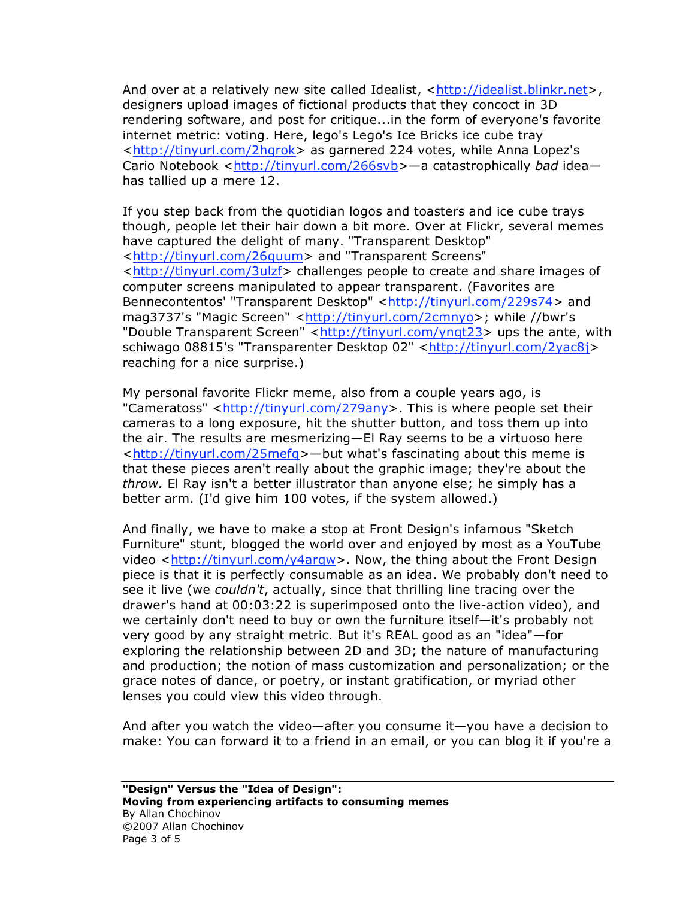And over at a relatively new site called Idealist, <http://idealist.blinkr.net>, designers upload images of fictional products that they concoct in 3D rendering software, and post for critique...in the form of everyone's favorite internet metric: voting. Here, lego's Lego's Ice Bricks ice cube tray <http://tinyurl.com/2hqrok> as garnered 224 votes, while Anna Lopez's Cario Notebook <http://tinyurl.com/266svb>—a catastrophically *bad* idea—has tallied up a mere 12.

If you step back from the quotidian logos and toasters and ice cube trays though, people let their hair down a bit more. Over at Flickr, several memes have captured the delight of many. "Transparent Desktop" <http://tinyurl.com/26quum> and "Transparent Screens" <http://tinyurl.com/3ulzf> challenges people to create and share images of computer screens manipulated to appear transparent. (Favorites are Bennecontentos' "Transparent Desktop" <http://tinyurl.com/229s74> and mag3737's "Magic Screen" <http://tinyurl.com/2cmnyo>; while //bwr's "Double Transparent Screen" <http://tinyurl.com/ynqt23> ups the ante, with schiwago 08815's "Transparenter Desktop 02" <http://tinyurl.com/2yac8j> reaching for a nice surprise.)

My personal favorite Flickr meme, also from a couple years ago, is "Cameratoss" <http://tinyurl.com/279any>. This is where people set their cameras to a long exposure, hit the shutter button, and toss them up into the air. The results are mesmerizing—El Ray seems to be a virtuoso here <http://tinyurl.com/25mefq>—but what's fascinating about this meme is that these pieces aren't really about the graphic image; they're about the *throw.* El Ray isn't a better illustrator than anyone else; he simply has a better arm. (I'd give him 100 votes, if the system allowed.)

And finally, we have to make a stop at Front Design's infamous "Sketch Furniture" stunt, blogged the world over and enjoyed by most as a YouTube video <http://tinyurl.com/y4arqw>. Now, the thing about the Front Design piece is that it is perfectly consumable as an idea. We probably don't need to see it live (we *couldn't*, actually, since that thrilling line tracing over the drawer's hand at 00:03:22 is superimposed onto the live-action video), and we certainly don't need to buy or own the furniture itself—it's probably not very good by any straight metric. But it's REAL good as an "idea"—for exploring the relationship between 2D and 3D; the nature of manufacturing and production; the notion of mass customization and personalization; or the grace notes of dance, or poetry, or instant gratification, or myriad other lenses you could view this video through.

And after you watch the video—after you consume it—you have a decision to make: You can forward it to a friend in an email, or you can blog it if you're a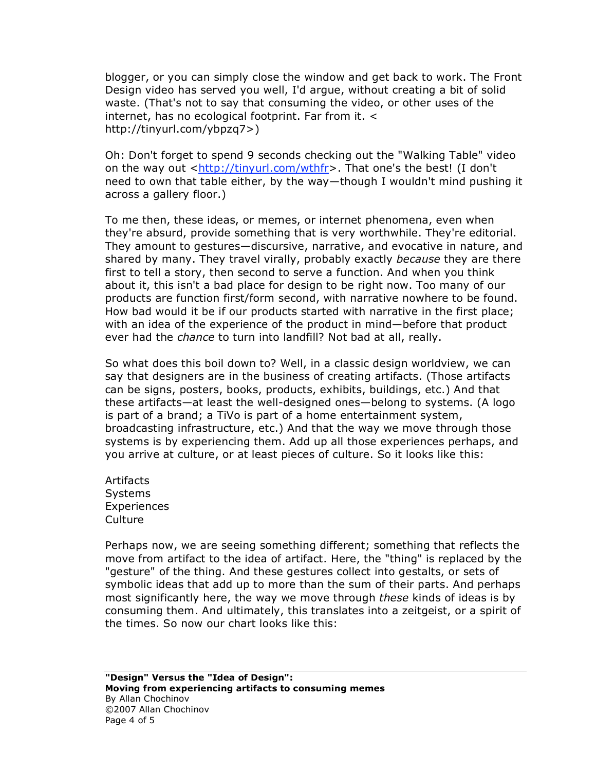blogger, or you can simply close the window and get back to work. The Front Design video has served you well, I'd argue, without creating a bit of solid waste. (That's not to say that consuming the video, or other uses of the internet, has no ecological footprint. Far from it. < http://tinyurl.com/ybpzq7>)

Oh: Don't forget to spend 9 seconds checking out the "Walking Table" video on the way out <http://tinyurl.com/wthfr>. That one's the best! (I don't need to own that table either, by the way—though I wouldn't mind pushing it across a gallery floor.)

To me then, these ideas, or memes, or internet phenomena, even when they're absurd, provide something that is very worthwhile. They're editorial. They amount to gestures—discursive, narrative, and evocative in nature, and shared by many. They travel virally, probably exactly *because* they are there first to tell a story, then second to serve a function. And when you think about it, this isn't a bad place for design to be right now. Too many of our products are function first/form second, with narrative nowhere to be found. How bad would it be if our products started with narrative in the first place; with an idea of the experience of the product in mind—before that product ever had the *chance* to turn into landfill? Not bad at all, really.

So what does this boil down to? Well, in a classic design worldview, we can say that designers are in the business of creating artifacts. (Those artifacts can be signs, posters, books, products, exhibits, buildings, etc.) And that these artifacts—at least the well-designed ones—belong to systems. (A logo is part of a brand; a TiVo is part of a home entertainment system, broadcasting infrastructure, etc.) And that the way we move through those systems is by experiencing them. Add up all those experiences perhaps, and you arrive at culture, or at least pieces of culture. So it looks like this:

Artifacts
Systems
Experiences
Culture

Perhaps now, we are seeing something different; something that reflects the move from artifact to the idea of artifact. Here, the "thing" is replaced by the "gesture" of the thing. And these gestures collect into gestalts, or sets of symbolic ideas that add up to more than the sum of their parts. And perhaps most significantly here, the way we move through *these* kinds of ideas is by consuming them. And ultimately, this translates into a zeitgeist, or a spirit of the times. So now our chart looks like this: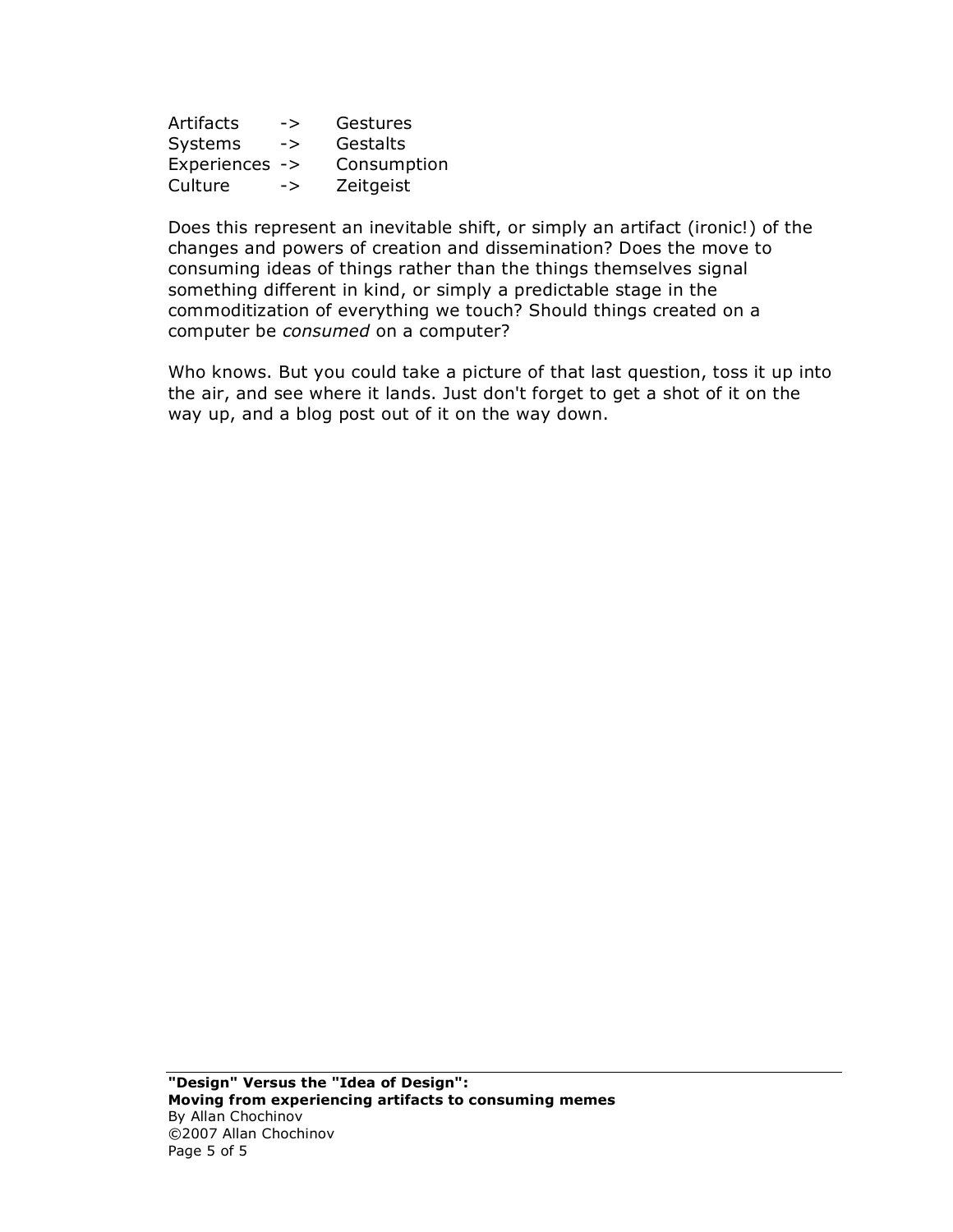| | | |
|---|---|---|
| Artifacts | -> | Gestures |
| Systems | -> | Gestalts |
| Experiences | -> | Consumption |
| Culture | -> | Zeitgeist |

Does this represent an inevitable shift, or simply an artifact (ironic!) of the changes and powers of creation and dissemination? Does the move to consuming ideas of things rather than the things themselves signal something different in kind, or simply a predictable stage in the commoditization of everything we touch? Should things created on a computer be *consumed* on a computer?

Who knows. But you could take a picture of that last question, toss it up into the air, and see where it lands. Just don't forget to get a shot of it on the way up, and a blog post out of it on the way down.